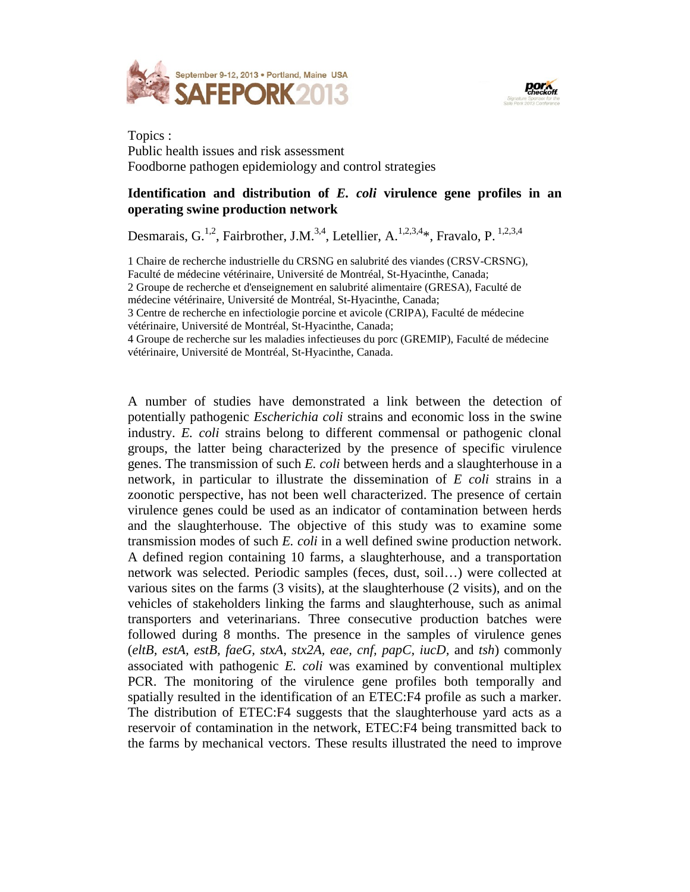Topics :
Public health issues and risk assessment
Foodborne pathogen epidemiology and control strategies

**Identification and distribution of *E. coli* virulence gene profiles in an operating swine production network**

Desmarais, G.[1,2], Fairbrother, J.M.[3,4], Letellier, A.[1,2,3,4]*, Fravalo, P. [1,2,3,4]

1 Chaire de recherche industrielle du CRSNG en salubrité des viandes (CRSV-CRSNG), Faculté de médecine vétérinaire, Université de Montréal, St-Hyacinthe, Canada;
2 Groupe de recherche et d'enseignement en salubrité alimentaire (GRESA), Faculté de médecine vétérinaire, Université de Montréal, St-Hyacinthe, Canada;
3 Centre de recherche en infectiologie porcine et avicole (CRIPA), Faculté de médecine vétérinaire, Université de Montréal, St-Hyacinthe, Canada;
4 Groupe de recherche sur les maladies infectieuses du porc (GREMIP), Faculté de médecine vétérinaire, Université de Montréal, St-Hyacinthe, Canada.

A number of studies have demonstrated a link between the detection of potentially pathogenic *Escherichia coli* strains and economic loss in the swine industry. *E. coli* strains belong to different commensal or pathogenic clonal groups, the latter being characterized by the presence of specific virulence genes. The transmission of such *E. coli* between herds and a slaughterhouse in a network, in particular to illustrate the dissemination of *E coli* strains in a zoonotic perspective, has not been well characterized. The presence of certain virulence genes could be used as an indicator of contamination between herds and the slaughterhouse. The objective of this study was to examine some transmission modes of such *E. coli* in a well defined swine production network. A defined region containing 10 farms, a slaughterhouse, and a transportation network was selected. Periodic samples (feces, dust, soil…) were collected at various sites on the farms (3 visits), at the slaughterhouse (2 visits), and on the vehicles of stakeholders linking the farms and slaughterhouse, such as animal transporters and veterinarians. Three consecutive production batches were followed during 8 months. The presence in the samples of virulence genes (*eltB*, *estA*, *estB*, *faeG*, *stxA*, *stx2A*, *eae*, *cnf*, *papC*, *iucD*, and *tsh*) commonly associated with pathogenic *E. coli* was examined by conventional multiplex PCR. The monitoring of the virulence gene profiles both temporally and spatially resulted in the identification of an ETEC:F4 profile as such a marker. The distribution of ETEC:F4 suggests that the slaughterhouse yard acts as a reservoir of contamination in the network, ETEC:F4 being transmitted back to the farms by mechanical vectors. These results illustrated the need to improve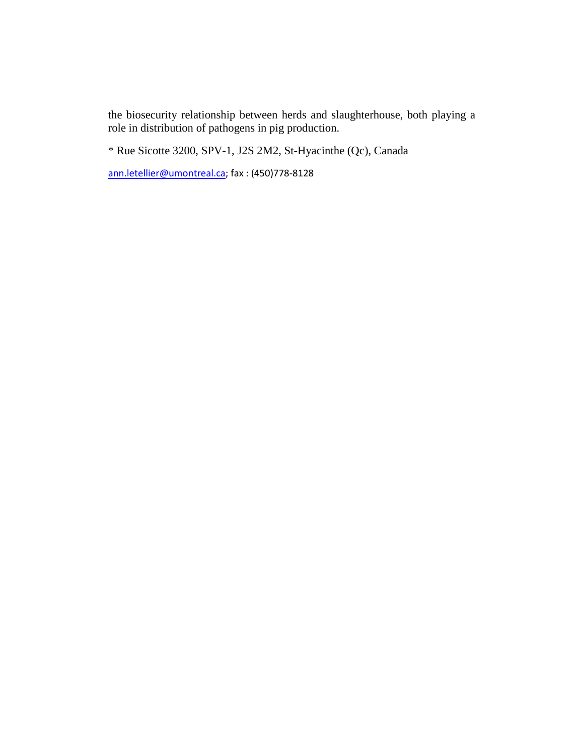the biosecurity relationship between herds and slaughterhouse, both playing a role in distribution of pathogens in pig production.

* Rue Sicotte 3200, SPV-1, J2S 2M2, St-Hyacinthe (Qc), Canada

ann.letellier@umontreal.ca; fax : (450)778-8128